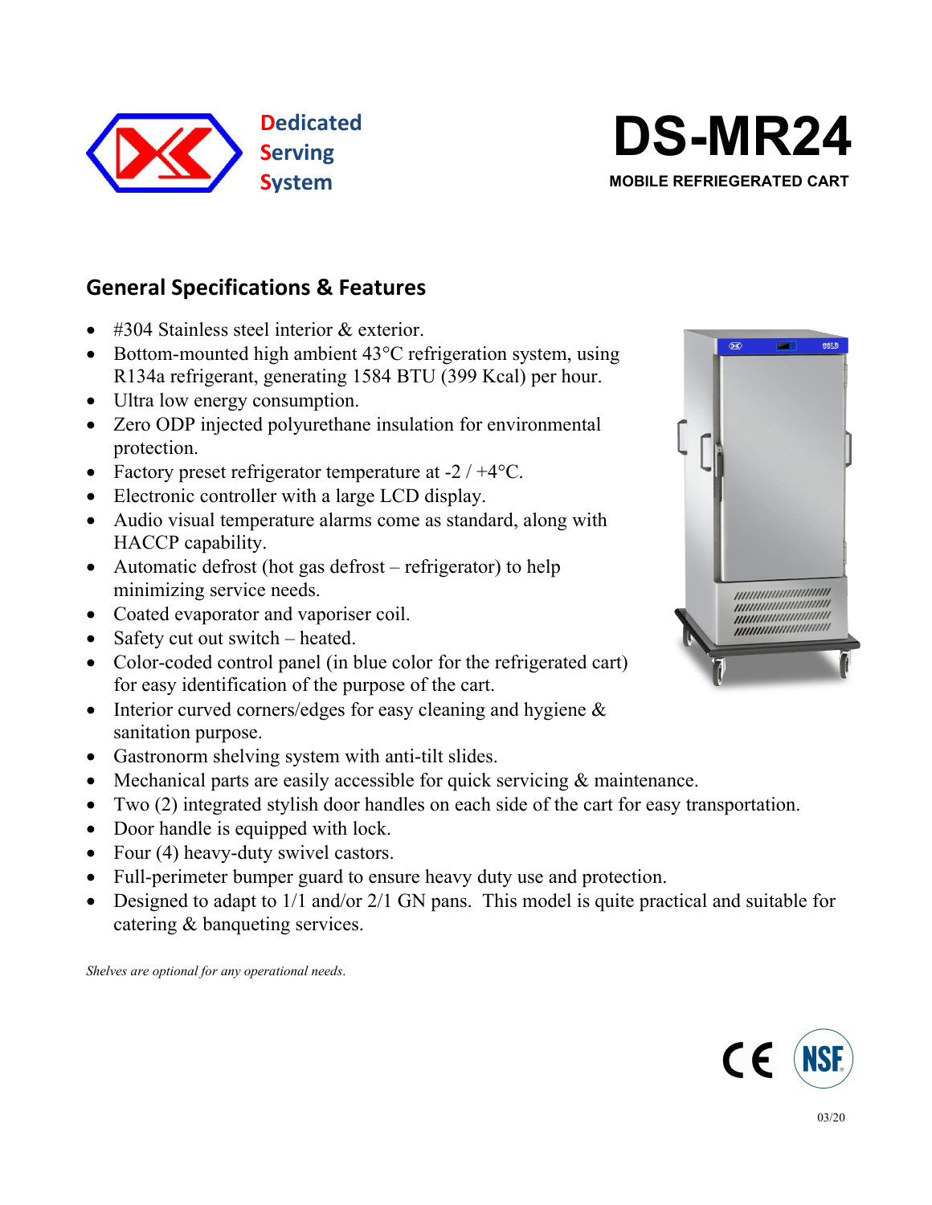Dedicated
Serving
System

# DS-MR24

**MOBILE REFRIEGERATED CART**

## General Specifications & Features

- #304 Stainless steel interior & exterior.
- Bottom-mounted high ambient 43°C refrigeration system, using R134a refrigerant, generating 1584 BTU (399 Kcal) per hour.
- Ultra low energy consumption.
- Zero ODP injected polyurethane insulation for environmental protection.
- Factory preset refrigerator temperature at -2 / +4°C.
- Electronic controller with a large LCD display.
- Audio visual temperature alarms come as standard, along with HACCP capability.
- Automatic defrost (hot gas defrost – refrigerator) to help minimizing service needs.
- Coated evaporator and vaporiser coil.
- Safety cut out switch – heated.
- Color-coded control panel (in blue color for the refrigerated cart) for easy identification of the purpose of the cart.
- Interior curved corners/edges for easy cleaning and hygiene & sanitation purpose.
- Gastronorm shelving system with anti-tilt slides.
- Mechanical parts are easily accessible for quick servicing & maintenance.
- Two (2) integrated stylish door handles on each side of the cart for easy transportation.
- Door handle is equipped with lock.
- Four (4) heavy-duty swivel castors.
- Full-perimeter bumper guard to ensure heavy duty use and protection.
- Designed to adapt to 1/1 and/or 2/1 GN pans. This model is quite practical and suitable for catering & banqueting services.

*Shelves are optional for any operational needs.*

03/20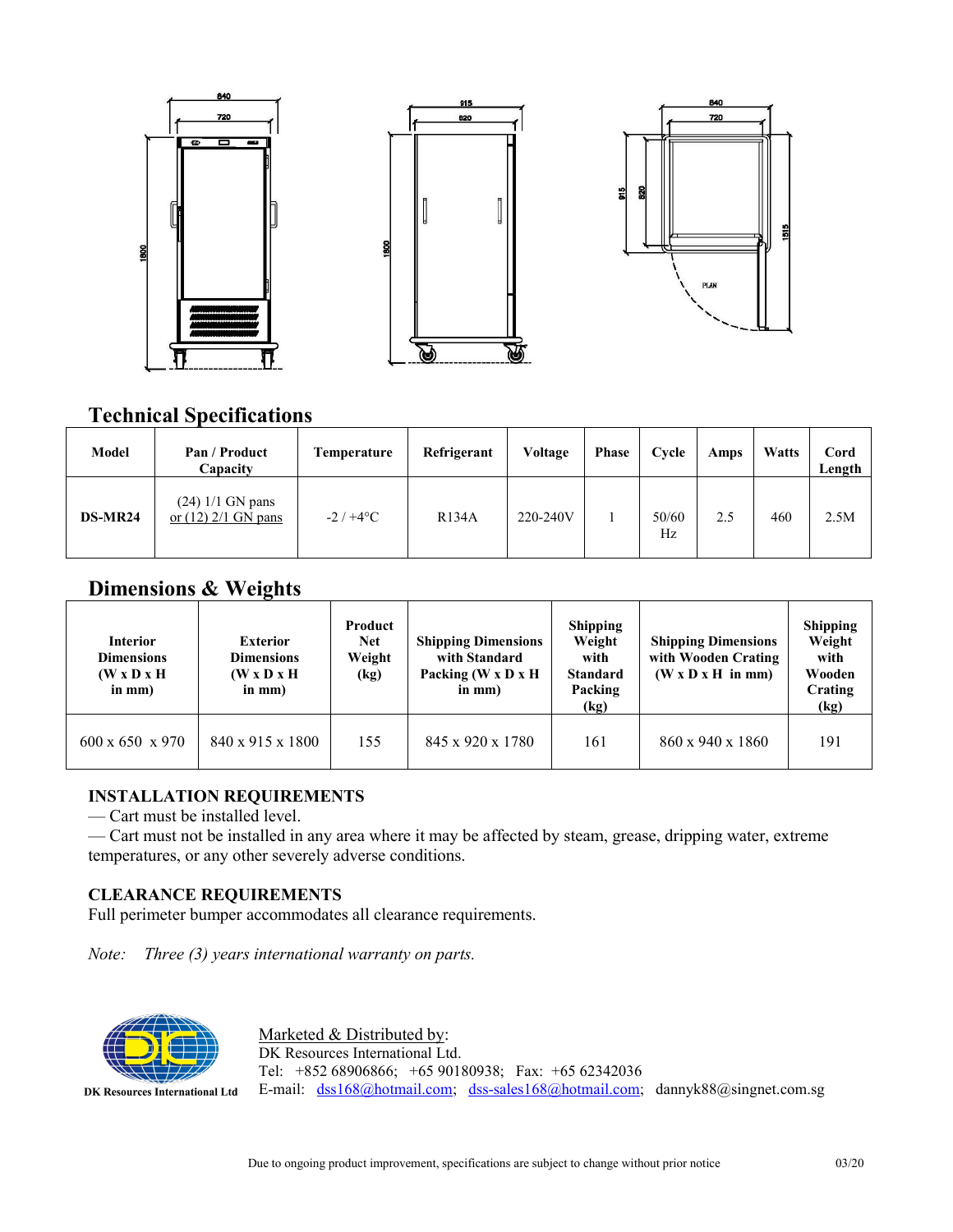840

720

1800

915

820

1800

840

720

915

820

1515

PLAN

## Technical Specifications

| Model | Pan / Product Capacity | Temperature | Refrigerant | Voltage | Phase | Cycle | Amps | Watts | Cord Length |
|---|---|---|---|---|---|---|---|---|---|
| **DS-MR24** | (24) 1/1 GN pans or (12) 2/1 GN pans | -2 / +4°C | R134A | 220-240V | 1 | 50/60 Hz | 2.5 | 460 | 2.5M |

## Dimensions & Weights

| Interior Dimensions (W x D x H in mm) | Exterior Dimensions (W x D x H in mm) | Product Net Weight (kg) | Shipping Dimensions with Standard Packing (W x D x H in mm) | Shipping Weight with Standard Packing (kg) | Shipping Dimensions with Wooden Crating (W x D x H in mm) | Shipping Weight with Wooden Crating (kg) |
|---|---|---|---|---|---|---|
| 600 x 650 x 970 | 840 x 915 x 1800 | 155 | 845 x 920 x 1780 | 161 | 860 x 940 x 1860 | 191 |

### INSTALLATION REQUIREMENTS

— Cart must be installed level.

— Cart must not be installed in any area where it may be affected by steam, grease, dripping water, extreme temperatures, or any other severely adverse conditions.

### CLEARANCE REQUIREMENTS

Full perimeter bumper accommodates all clearance requirements.

*Note: Three (3) years international warranty on parts.*

DK Resources International Ltd

Marketed & Distributed by:
DK Resources International Ltd.
Tel: +852 68906866; +65 90180938; Fax: +65 62342036
E-mail: dss168@hotmail.com; dss-sales168@hotmail.com; dannyk88@singnet.com.sg

Due to ongoing product improvement, specifications are subject to change without prior notice 03/20